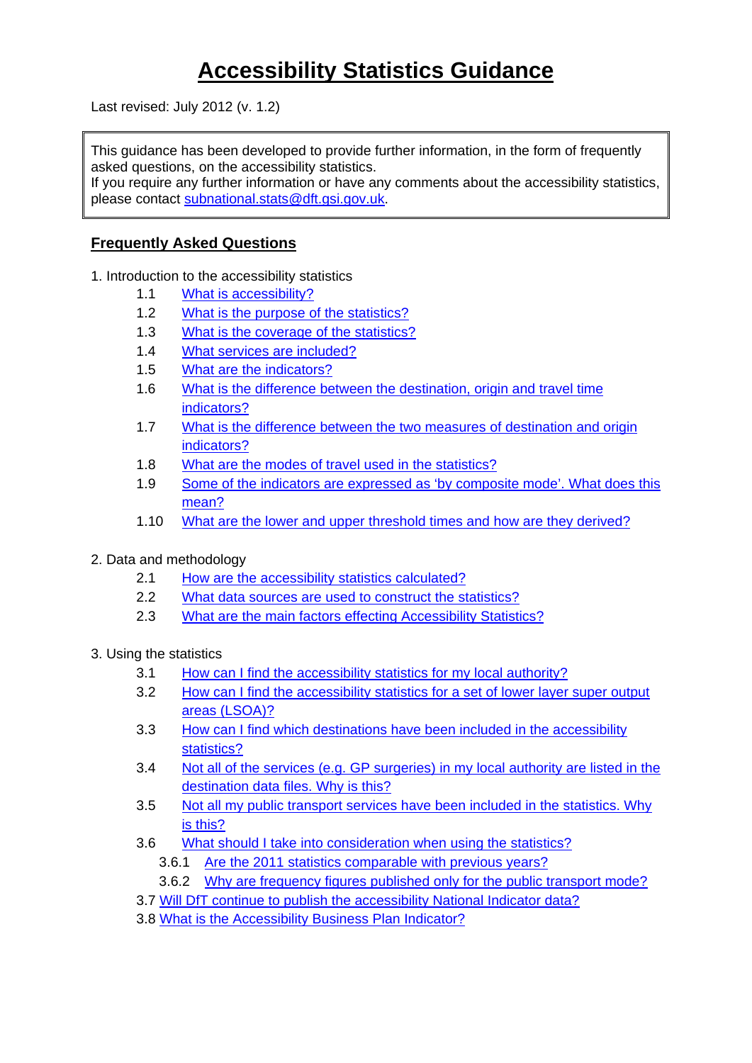# Accessibility Statistics Guidance

Last revised: July 2012 (v. 1.2)

This guidance has been developed to provide further information, in the form of frequently asked questions, on the accessibility statistics.
If you require any further information or have any comments about the accessibility statistics, please contact subnational.stats@dft.gsi.gov.uk.

## Frequently Asked Questions

1. Introduction to the accessibility statistics
   - 1.1 What is accessibility?
   - 1.2 What is the purpose of the statistics?
   - 1.3 What is the coverage of the statistics?
   - 1.4 What services are included?
   - 1.5 What are the indicators?
   - 1.6 What is the difference between the destination, origin and travel time indicators?
   - 1.7 What is the difference between the two measures of destination and origin indicators?
   - 1.8 What are the modes of travel used in the statistics?
   - 1.9 Some of the indicators are expressed as 'by composite mode'. What does this mean?
   - 1.10 What are the lower and upper threshold times and how are they derived?

2. Data and methodology
   - 2.1 How are the accessibility statistics calculated?
   - 2.2 What data sources are used to construct the statistics?
   - 2.3 What are the main factors effecting Accessibility Statistics?

3. Using the statistics
   - 3.1 How can I find the accessibility statistics for my local authority?
   - 3.2 How can I find the accessibility statistics for a set of lower layer super output areas (LSOA)?
   - 3.3 How can I find which destinations have been included in the accessibility statistics?
   - 3.4 Not all of the services (e.g. GP surgeries) in my local authority are listed in the destination data files. Why is this?
   - 3.5 Not all my public transport services have been included in the statistics. Why is this?
   - 3.6 What should I take into consideration when using the statistics?
     - 3.6.1 Are the 2011 statistics comparable with previous years?
     - 3.6.2 Why are frequency figures published only for the public transport mode?
   - 3.7 Will DfT continue to publish the accessibility National Indicator data?
   - 3.8 What is the Accessibility Business Plan Indicator?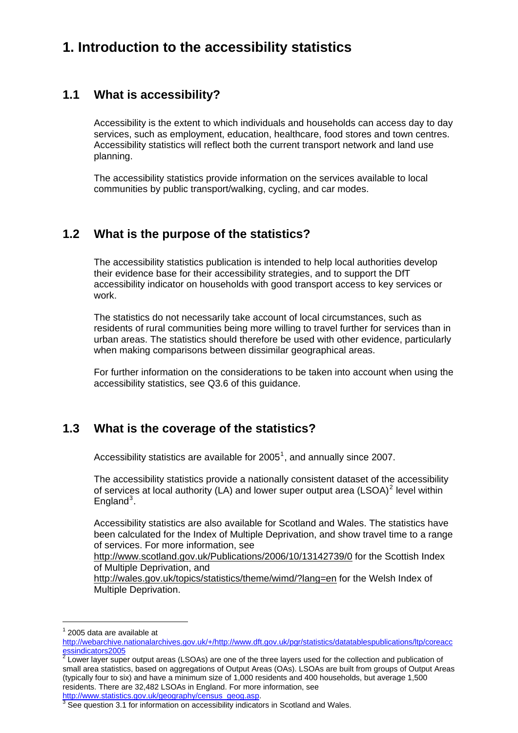# 1. Introduction to the accessibility statistics

## 1.1 What is accessibility?

Accessibility is the extent to which individuals and households can access day to day services, such as employment, education, healthcare, food stores and town centres. Accessibility statistics will reflect both the current transport network and land use planning.

The accessibility statistics provide information on the services available to local communities by public transport/walking, cycling, and car modes.

## 1.2 What is the purpose of the statistics?

The accessibility statistics publication is intended to help local authorities develop their evidence base for their accessibility strategies, and to support the DfT accessibility indicator on households with good transport access to key services or work.

The statistics do not necessarily take account of local circumstances, such as residents of rural communities being more willing to travel further for services than in urban areas. The statistics should therefore be used with other evidence, particularly when making comparisons between dissimilar geographical areas.

For further information on the considerations to be taken into account when using the accessibility statistics, see Q3.6 of this guidance.

## 1.3 What is the coverage of the statistics?

Accessibility statistics are available for 2005[1], and annually since 2007.

The accessibility statistics provide a nationally consistent dataset of the accessibility of services at local authority (LA) and lower super output area (LSOA)[2] level within England[3].

Accessibility statistics are also available for Scotland and Wales. The statistics have been calculated for the Index of Multiple Deprivation, and show travel time to a range of services. For more information, see http://www.scotland.gov.uk/Publications/2006/10/13142739/0 for the Scottish Index of Multiple Deprivation, and http://wales.gov.uk/topics/statistics/theme/wimd/?lang=en for the Welsh Index of Multiple Deprivation.

---

[1] 2005 data are available at http://webarchive.nationalarchives.gov.uk/+/http://www.dft.gov.uk/pgr/statistics/datatablespublications/ltp/coreaccessindicators2005

[2] Lower layer super output areas (LSOAs) are one of the three layers used for the collection and publication of small area statistics, based on aggregations of Output Areas (OAs). LSOAs are built from groups of Output Areas (typically four to six) and have a minimum size of 1,000 residents and 400 households, but average 1,500 residents. There are 32,482 LSOAs in England. For more information, see http://www.statistics.gov.uk/geography/census_geog.asp.

[3] See question 3.1 for information on accessibility indicators in Scotland and Wales.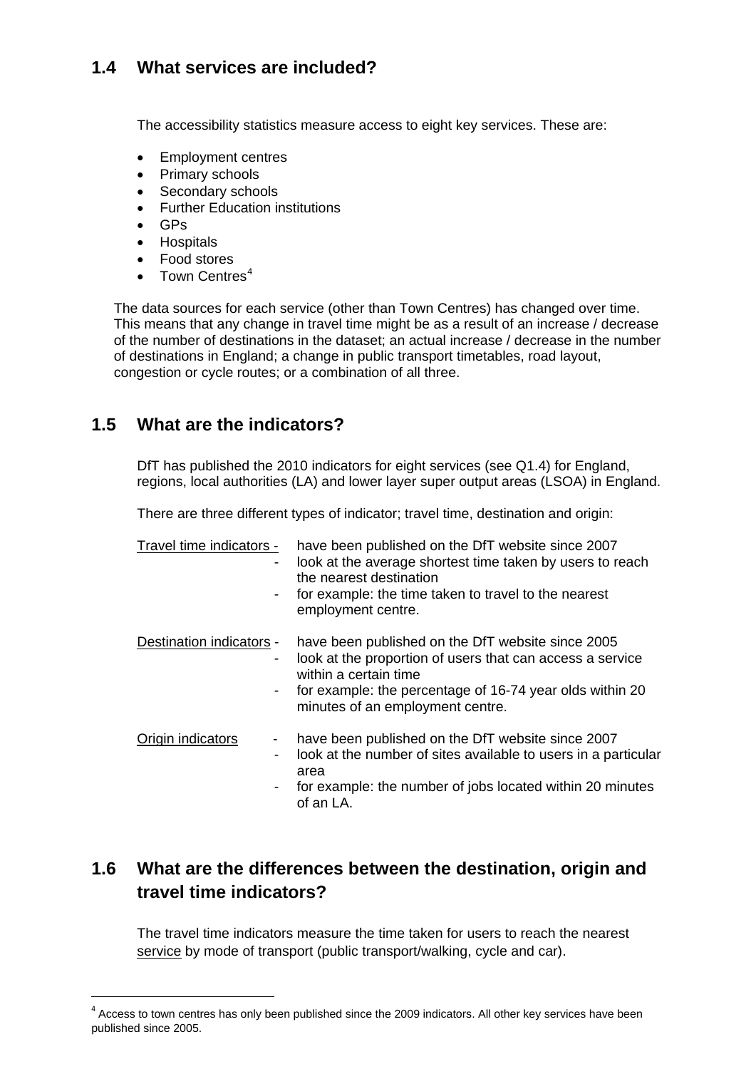## 1.4 What services are included?

The accessibility statistics measure access to eight key services. These are:

- Employment centres
- Primary schools
- Secondary schools
- Further Education institutions
- GPs
- Hospitals
- Food stores
- Town Centres[4]

The data sources for each service (other than Town Centres) has changed over time. This means that any change in travel time might be as a result of an increase / decrease of the number of destinations in the dataset; an actual increase / decrease in the number of destinations in England; a change in public transport timetables, road layout, congestion or cycle routes; or a combination of all three.

## 1.5 What are the indicators?

DfT has published the 2010 indicators for eight services (see Q1.4) for England, regions, local authorities (LA) and lower layer super output areas (LSOA) in England.

There are three different types of indicator; travel time, destination and origin:

<u>Travel time indicators</u>
- have been published on the DfT website since 2007
- look at the average shortest time taken by users to reach the nearest destination
- for example: the time taken to travel to the nearest employment centre.

<u>Destination indicators</u>
- have been published on the DfT website since 2005
- look at the proportion of users that can access a service within a certain time
- for example: the percentage of 16-74 year olds within 20 minutes of an employment centre.

<u>Origin indicators</u>
- have been published on the DfT website since 2007
- look at the number of sites available to users in a particular area
- for example: the number of jobs located within 20 minutes of an LA.

## 1.6 What are the differences between the destination, origin and travel time indicators?

The travel time indicators measure the time taken for users to reach the nearest <u>service</u> by mode of transport (public transport/walking, cycle and car).

---

[4] Access to town centres has only been published since the 2009 indicators. All other key services have been published since 2005.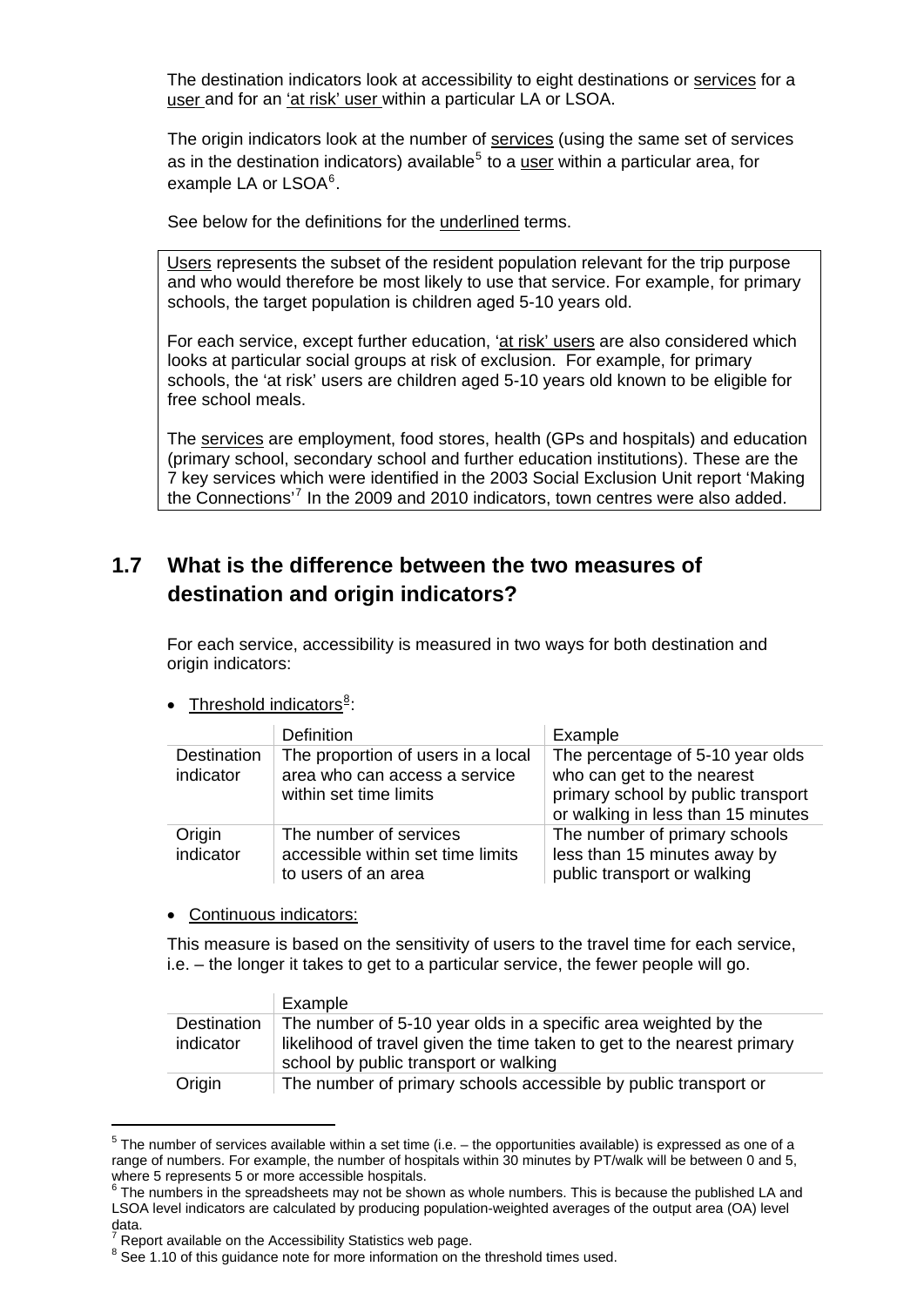The destination indicators look at accessibility to eight destinations or services for a user and for an 'at risk' user within a particular LA or LSOA.

The origin indicators look at the number of services (using the same set of services as in the destination indicators) available[5] to a user within a particular area, for example LA or LSOA[6].

See below for the definitions for the underlined terms.

> Users represents the subset of the resident population relevant for the trip purpose and who would therefore be most likely to use that service. For example, for primary schools, the target population is children aged 5-10 years old.
>
> For each service, except further education, 'at risk' users are also considered which looks at particular social groups at risk of exclusion. For example, for primary schools, the 'at risk' users are children aged 5-10 years old known to be eligible for free school meals.
>
> The services are employment, food stores, health (GPs and hospitals) and education (primary school, secondary school and further education institutions). These are the 7 key services which were identified in the 2003 Social Exclusion Unit report 'Making the Connections'[7] In the 2009 and 2010 indicators, town centres were also added.

## 1.7 What is the difference between the two measures of destination and origin indicators?

For each service, accessibility is measured in two ways for both destination and origin indicators:

- Threshold indicators[8]:

| | Definition | Example |
|---|---|---|
| Destination indicator | The proportion of users in a local area who can access a service within set time limits | The percentage of 5-10 year olds who can get to the nearest primary school by public transport or walking in less than 15 minutes |
| Origin indicator | The number of services accessible within set time limits to users of an area | The number of primary schools less than 15 minutes away by public transport or walking |

- Continuous indicators:

This measure is based on the sensitivity of users to the travel time for each service, i.e. – the longer it takes to get to a particular service, the fewer people will go.

| | Example |
|---|---|
| Destination indicator | The number of 5-10 year olds in a specific area weighted by the likelihood of travel given the time taken to get to the nearest primary school by public transport or walking |
| Origin | The number of primary schools accessible by public transport or |

[5] The number of services available within a set time (i.e. – the opportunities available) is expressed as one of a range of numbers. For example, the number of hospitals within 30 minutes by PT/walk will be between 0 and 5, where 5 represents 5 or more accessible hospitals.

[6] The numbers in the spreadsheets may not be shown as whole numbers. This is because the published LA and LSOA level indicators are calculated by producing population-weighted averages of the output area (OA) level data.

[7] Report available on the Accessibility Statistics web page.

[8] See 1.10 of this guidance note for more information on the threshold times used.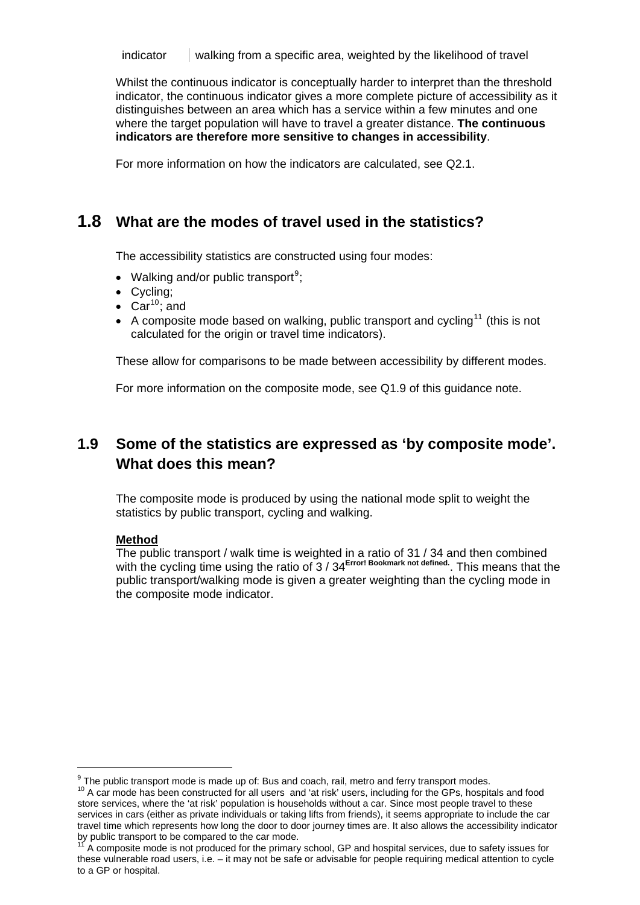| indicator | walking from a specific area, weighted by the likelihood of travel |
|---|---|

Whilst the continuous indicator is conceptually harder to interpret than the threshold indicator, the continuous indicator gives a more complete picture of accessibility as it distinguishes between an area which has a service within a few minutes and one where the target population will have to travel a greater distance. **The continuous indicators are therefore more sensitive to changes in accessibility**.

For more information on how the indicators are calculated, see Q2.1.

## 1.8 What are the modes of travel used in the statistics?

The accessibility statistics are constructed using four modes:

- Walking and/or public transport[9];
- Cycling;
- Car[10]; and
- A composite mode based on walking, public transport and cycling[11] (this is not calculated for the origin or travel time indicators).

These allow for comparisons to be made between accessibility by different modes.

For more information on the composite mode, see Q1.9 of this guidance note.

## 1.9 Some of the statistics are expressed as 'by composite mode'. What does this mean?

The composite mode is produced by using the national mode split to weight the statistics by public transport, cycling and walking.

**Method**

The public transport / walk time is weighted in a ratio of 31 / 34 and then combined with the cycling time using the ratio of 3 / 34**Error! Bookmark not defined.**. This means that the public transport/walking mode is given a greater weighting than the cycling mode in the composite mode indicator.

---

[9] The public transport mode is made up of: Bus and coach, rail, metro and ferry transport modes.

[10] A car mode has been constructed for all users and 'at risk' users, including for the GPs, hospitals and food store services, where the 'at risk' population is households without a car. Since most people travel to these services in cars (either as private individuals or taking lifts from friends), it seems appropriate to include the car travel time which represents how long the door to door journey times are. It also allows the accessibility indicator by public transport to be compared to the car mode.

[11] A composite mode is not produced for the primary school, GP and hospital services, due to safety issues for these vulnerable road users, i.e. – it may not be safe or advisable for people requiring medical attention to cycle to a GP or hospital.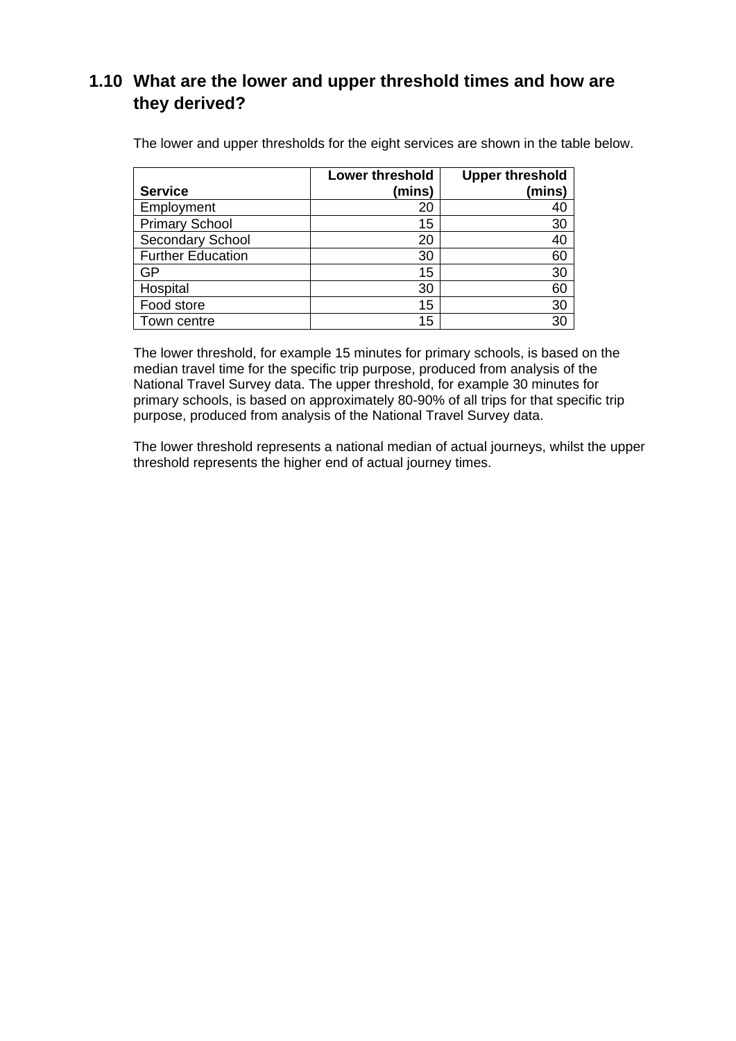## 1.10 What are the lower and upper threshold times and how are they derived?

The lower and upper thresholds for the eight services are shown in the table below.

| Service | Lower threshold (mins) | Upper threshold (mins) |
|---|---|---|
| Employment | 20 | 40 |
| Primary School | 15 | 30 |
| Secondary School | 20 | 40 |
| Further Education | 30 | 60 |
| GP | 15 | 30 |
| Hospital | 30 | 60 |
| Food store | 15 | 30 |
| Town centre | 15 | 30 |

The lower threshold, for example 15 minutes for primary schools, is based on the median travel time for the specific trip purpose, produced from analysis of the National Travel Survey data. The upper threshold, for example 30 minutes for primary schools, is based on approximately 80-90% of all trips for that specific trip purpose, produced from analysis of the National Travel Survey data.

The lower threshold represents a national median of actual journeys, whilst the upper threshold represents the higher end of actual journey times.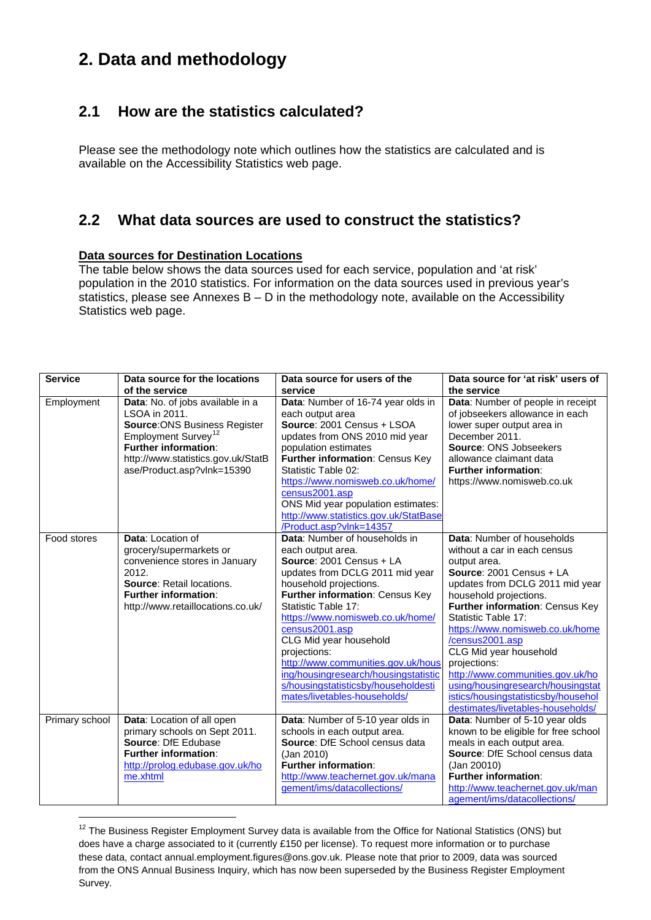# 2. Data and methodology

## 2.1 How are the statistics calculated?

Please see the methodology note which outlines how the statistics are calculated and is available on the Accessibility Statistics web page.

## 2.2 What data sources are used to construct the statistics?

**Data sources for Destination Locations**

The table below shows the data sources used for each service, population and 'at risk' population in the 2010 statistics. For information on the data sources used in previous year's statistics, please see Annexes B – D in the methodology note, available on the Accessibility Statistics web page.

| Service | Data source for the locations of the service | Data source for users of the service | Data source for 'at risk' users of the service |
|---|---|---|---|
| Employment | **Data**: No. of jobs available in a LSOA in 2011. **Source**:ONS Business Register Employment Survey[12] **Further information**: http://www.statistics.gov.uk/StatBase/Product.asp?vlnk=15390 | **Data**: Number of 16-74 year olds in each output area **Source**: 2001 Census + LSOA updates from ONS 2010 mid year population estimates **Further information**: Census Key Statistic Table 02: https://www.nomisweb.co.uk/home/census2001.asp ONS Mid year population estimates: http://www.statistics.gov.uk/StatBase/Product.asp?vlnk=14357 | **Data**: Number of people in receipt of jobseekers allowance in each lower super output area in December 2011. **Source**: ONS Jobseekers allowance claimant data **Further information**: https://www.nomisweb.co.uk |
| Food stores | **Data**: Location of grocery/supermarkets or convenience stores in January 2012. **Source**: Retail locations. **Further information**: http://www.retaillocations.co.uk/ | **Data**: Number of households in each output area. **Source**: 2001 Census + LA updates from DCLG 2011 mid year household projections. **Further information**: Census Key Statistic Table 17: https://www.nomisweb.co.uk/home/census2001.asp CLG Mid year household projections: http://www.communities.gov.uk/housing/housingresearch/housingstatistics/housingstatisticsby/householdestimates/livetables-households/ | **Data**: Number of households without a car in each census output area. **Source**: 2001 Census + LA updates from DCLG 2011 mid year household projections. **Further information**: Census Key Statistic Table 17: https://www.nomisweb.co.uk/home/census2001.asp CLG Mid year household projections: http://www.communities.gov.uk/housing/housingresearch/housingstatistics/housingstatisticsby/householdestimates/livetables-households/ |
| Primary school | **Data**: Location of all open primary schools on Sept 2011. **Source**: DfE Edubase **Further information**: http://prolog.edubase.gov.uk/home.xhtml | **Data**: Number of 5-10 year olds in schools in each output area. **Source**: DfE School census data (Jan 2010) **Further information**: http://www.teachernet.gov.uk/management/ims/datacollections/ | **Data**: Number of 5-10 year olds known to be eligible for free school meals in each output area. **Source**: DfE School census data (Jan 20010) **Further information**: http://www.teachernet.gov.uk/management/ims/datacollections/ |

[12] The Business Register Employment Survey data is available from the Office for National Statistics (ONS) but does have a charge associated to it (currently £150 per license). To request more information or to purchase these data, contact annual.employment.figures@ons.gov.uk. Please note that prior to 2009, data was sourced from the ONS Annual Business Inquiry, which has now been superseded by the Business Register Employment Survey.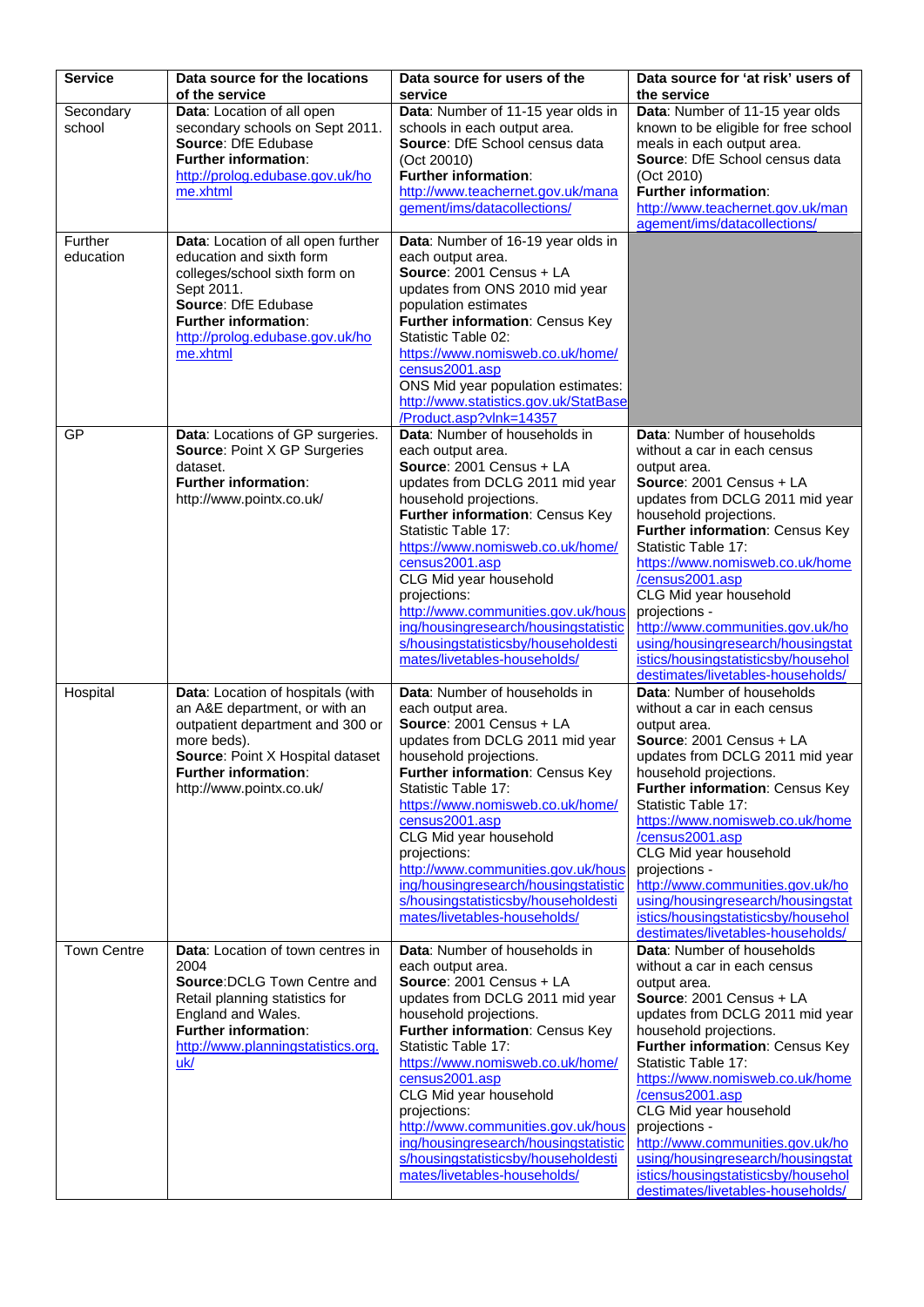| Service | Data source for the locations of the service | Data source for users of the service | Data source for 'at risk' users of the service |
|---|---|---|---|
| Secondary school | **Data**: Location of all open secondary schools on Sept 2011. **Source**: DfE Edubase **Further information**: http://prolog.edubase.gov.uk/home.xhtml | **Data**: Number of 11-15 year olds in schools in each output area. **Source**: DfE School census data (Oct 20010) **Further information**: http://www.teachernet.gov.uk/management/ims/datacollections/ | **Data**: Number of 11-15 year olds known to be eligible for free school meals in each output area. **Source**: DfE School census data (Oct 2010) **Further information**: http://www.teachernet.gov.uk/management/ims/datacollections/ |
| Further education | **Data**: Location of all open further education and sixth form colleges/school sixth form on Sept 2011. **Source**: DfE Edubase **Further information**: http://prolog.edubase.gov.uk/home.xhtml | **Data**: Number of 16-19 year olds in each output area. **Source**: 2001 Census + LA updates from ONS 2010 mid year population estimates **Further information**: Census Key Statistic Table 02: https://www.nomisweb.co.uk/home/census2001.asp ONS Mid year population estimates: http://www.statistics.gov.uk/StatBase/Product.asp?vlnk=14357 | |
| GP | **Data**: Locations of GP surgeries. **Source**: Point X GP Surgeries dataset. **Further information**: http://www.pointx.co.uk/ | **Data**: Number of households in each output area. **Source**: 2001 Census + LA updates from DCLG 2011 mid year household projections. **Further information**: Census Key Statistic Table 17: https://www.nomisweb.co.uk/home/census2001.asp CLG Mid year household projections: http://www.communities.gov.uk/housing/housingresearch/housingstatistics/housingstatisticsby/householdestimates/livetables-households/ | **Data**: Number of households without a car in each census output area. **Source**: 2001 Census + LA updates from DCLG 2011 mid year household projections. **Further information**: Census Key Statistic Table 17: https://www.nomisweb.co.uk/home/census2001.asp CLG Mid year household projections - http://www.communities.gov.uk/housing/housingresearch/housingstatistics/housingstatisticsby/householdestimates/livetables-households/ |
| Hospital | **Data**: Location of hospitals (with an A&E department, or with an outpatient department and 300 or more beds). **Source**: Point X Hospital dataset **Further information**: http://www.pointx.co.uk/ | **Data**: Number of households in each output area. **Source**: 2001 Census + LA updates from DCLG 2011 mid year household projections. **Further information**: Census Key Statistic Table 17: https://www.nomisweb.co.uk/home/census2001.asp CLG Mid year household projections: http://www.communities.gov.uk/housing/housingresearch/housingstatistics/housingstatisticsby/householdestimates/livetables-households/ | **Data**: Number of households without a car in each census output area. **Source**: 2001 Census + LA updates from DCLG 2011 mid year household projections. **Further information**: Census Key Statistic Table 17: https://www.nomisweb.co.uk/home/census2001.asp CLG Mid year household projections - http://www.communities.gov.uk/housing/housingresearch/housingstatistics/housingstatisticsby/householdestimates/livetables-households/ |
| Town Centre | **Data**: Location of town centres in 2004 **Source**:DCLG Town Centre and Retail planning statistics for England and Wales. **Further information**: http://www.planningstatistics.org.uk/ | **Data**: Number of households in each output area. **Source**: 2001 Census + LA updates from DCLG 2011 mid year household projections. **Further information**: Census Key Statistic Table 17: https://www.nomisweb.co.uk/home/census2001.asp CLG Mid year household projections: http://www.communities.gov.uk/housing/housingresearch/housingstatistics/housingstatisticsby/householdestimates/livetables-households/ | **Data**: Number of households without a car in each census output area. **Source**: 2001 Census + LA updates from DCLG 2011 mid year household projections. **Further information**: Census Key Statistic Table 17: https://www.nomisweb.co.uk/home/census2001.asp CLG Mid year household projections - http://www.communities.gov.uk/housing/housingresearch/housingstatistics/housingstatisticsby/householdestimates/livetables-households/ |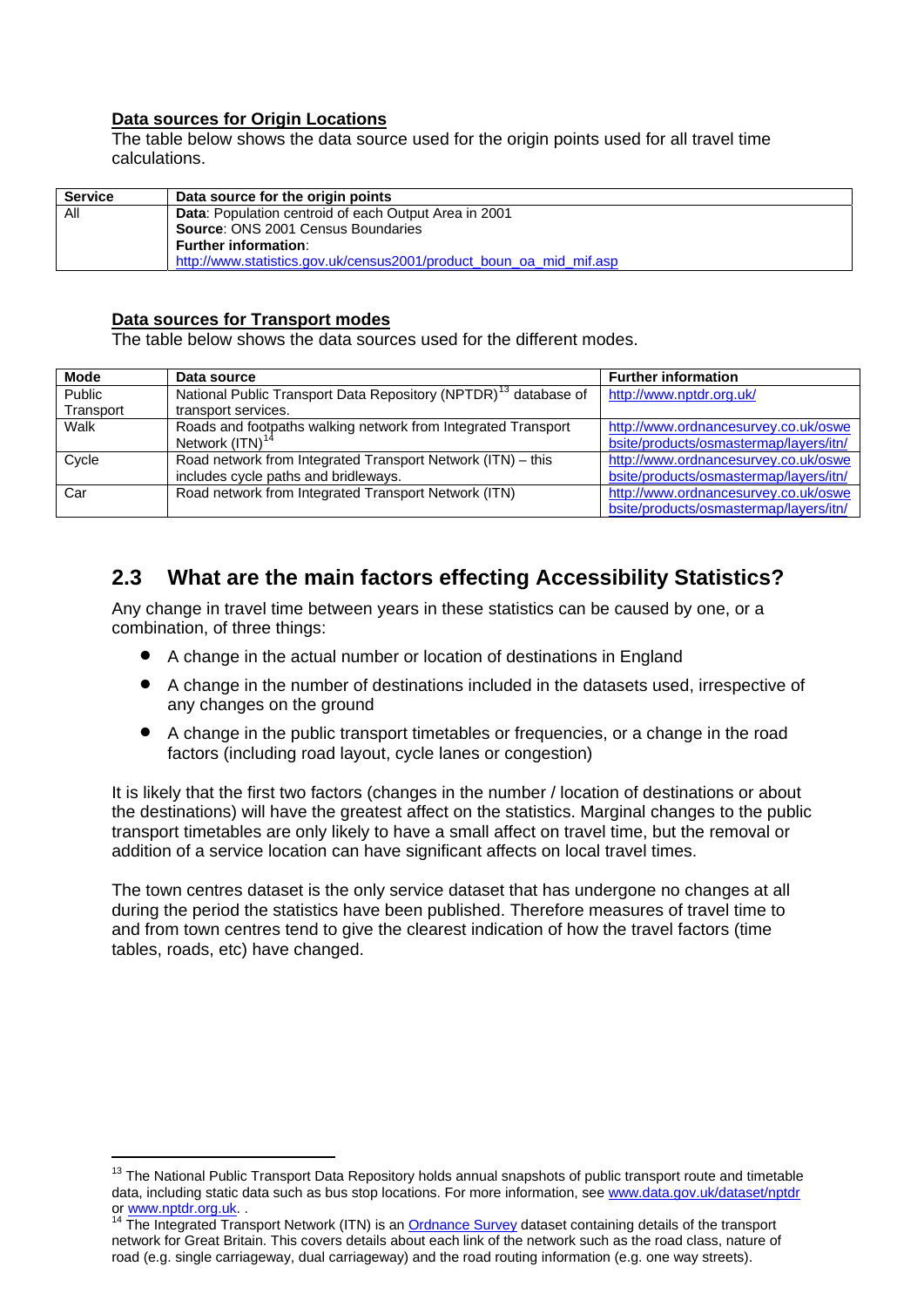**Data sources for Origin Locations**

The table below shows the data source used for the origin points used for all travel time calculations.

| Service | Data source for the origin points |
| --- | --- |
| All | **Data**: Population centroid of each Output Area in 2001<br>**Source**: ONS 2001 Census Boundaries<br>**Further information**:<br>http://www.statistics.gov.uk/census2001/product_boun_oa_mid_mif.asp |

**Data sources for Transport modes**

The table below shows the data sources used for the different modes.

| Mode | Data source | Further information |
| --- | --- | --- |
| Public Transport | National Public Transport Data Repository (NPTDR)[13] database of transport services. | http://www.nptdr.org.uk/ |
| Walk | Roads and footpaths walking network from Integrated Transport Network (ITN)[14] | http://www.ordnancesurvey.co.uk/oswebsite/products/osmastermap/layers/itn/ |
| Cycle | Road network from Integrated Transport Network (ITN) – this includes cycle paths and bridleways. | http://www.ordnancesurvey.co.uk/oswebsite/products/osmastermap/layers/itn/ |
| Car | Road network from Integrated Transport Network (ITN) | http://www.ordnancesurvey.co.uk/oswebsite/products/osmastermap/layers/itn/ |

## 2.3 What are the main factors effecting Accessibility Statistics?

Any change in travel time between years in these statistics can be caused by one, or a combination, of three things:

- A change in the actual number or location of destinations in England
- A change in the number of destinations included in the datasets used, irrespective of any changes on the ground
- A change in the public transport timetables or frequencies, or a change in the road factors (including road layout, cycle lanes or congestion)

It is likely that the first two factors (changes in the number / location of destinations or about the destinations) will have the greatest affect on the statistics. Marginal changes to the public transport timetables are only likely to have a small affect on travel time, but the removal or addition of a service location can have significant affects on local travel times.

The town centres dataset is the only service dataset that has undergone no changes at all during the period the statistics have been published. Therefore measures of travel time to and from town centres tend to give the clearest indication of how the travel factors (time tables, roads, etc) have changed.

---

[13] The National Public Transport Data Repository holds annual snapshots of public transport route and timetable data, including static data such as bus stop locations. For more information, see www.data.gov.uk/dataset/nptdr or www.nptdr.org.uk. .

[14] The Integrated Transport Network (ITN) is an Ordnance Survey dataset containing details of the transport network for Great Britain. This covers details about each link of the network such as the road class, nature of road (e.g. single carriageway, dual carriageway) and the road routing information (e.g. one way streets).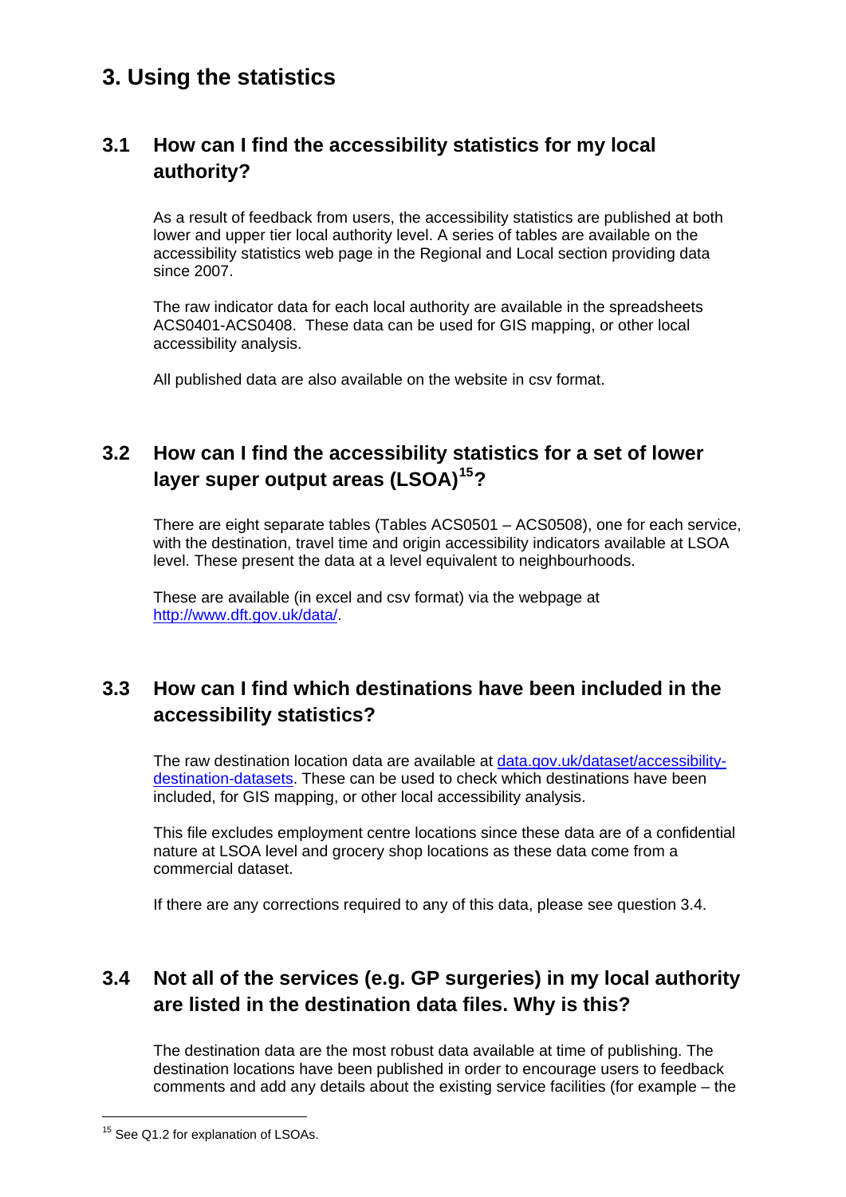# 3. Using the statistics

## 3.1 How can I find the accessibility statistics for my local authority?

As a result of feedback from users, the accessibility statistics are published at both lower and upper tier local authority level. A series of tables are available on the accessibility statistics web page in the Regional and Local section providing data since 2007.

The raw indicator data for each local authority are available in the spreadsheets ACS0401-ACS0408. These data can be used for GIS mapping, or other local accessibility analysis.

All published data are also available on the website in csv format.

## 3.2 How can I find the accessibility statistics for a set of lower layer super output areas (LSOA)[15]?

There are eight separate tables (Tables ACS0501 – ACS0508), one for each service, with the destination, travel time and origin accessibility indicators available at LSOA level. These present the data at a level equivalent to neighbourhoods.

These are available (in excel and csv format) via the webpage at [http://www.dft.gov.uk/data/](http://www.dft.gov.uk/data/).

## 3.3 How can I find which destinations have been included in the accessibility statistics?

The raw destination location data are available at [data.gov.uk/dataset/accessibility-destination-datasets](data.gov.uk/dataset/accessibility-destination-datasets). These can be used to check which destinations have been included, for GIS mapping, or other local accessibility analysis.

This file excludes employment centre locations since these data are of a confidential nature at LSOA level and grocery shop locations as these data come from a commercial dataset.

If there are any corrections required to any of this data, please see question 3.4.

## 3.4 Not all of the services (e.g. GP surgeries) in my local authority are listed in the destination data files. Why is this?

The destination data are the most robust data available at time of publishing. The destination locations have been published in order to encourage users to feedback comments and add any details about the existing service facilities (for example – the

---

[15] See Q1.2 for explanation of LSOAs.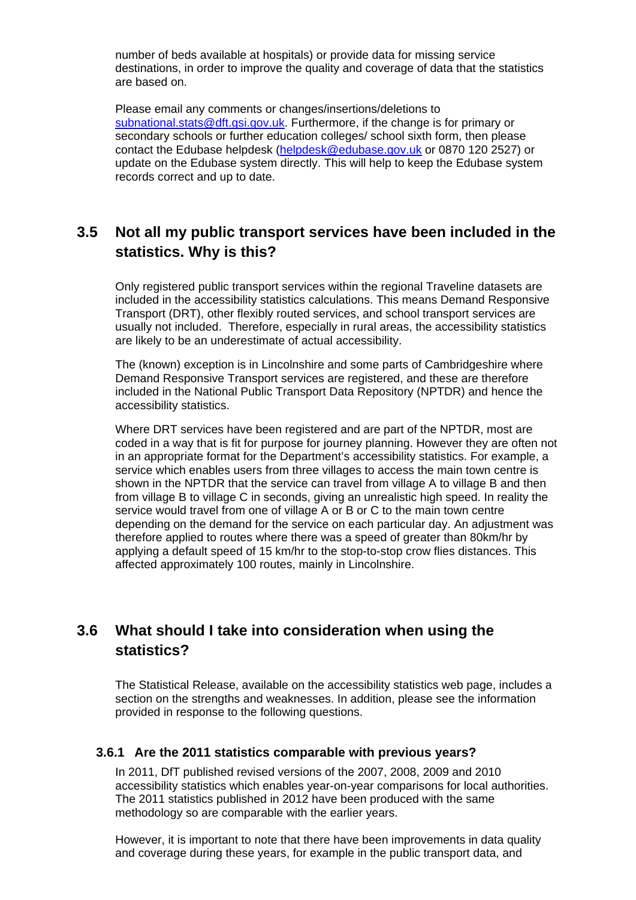number of beds available at hospitals) or provide data for missing service destinations, in order to improve the quality and coverage of data that the statistics are based on.

Please email any comments or changes/insertions/deletions to subnational.stats@dft.gsi.gov.uk. Furthermore, if the change is for primary or secondary schools or further education colleges/ school sixth form, then please contact the Edubase helpdesk (helpdesk@edubase.gov.uk or 0870 120 2527) or update on the Edubase system directly. This will help to keep the Edubase system records correct and up to date.

## 3.5 Not all my public transport services have been included in the statistics. Why is this?

Only registered public transport services within the regional Traveline datasets are included in the accessibility statistics calculations. This means Demand Responsive Transport (DRT), other flexibly routed services, and school transport services are usually not included. Therefore, especially in rural areas, the accessibility statistics are likely to be an underestimate of actual accessibility.

The (known) exception is in Lincolnshire and some parts of Cambridgeshire where Demand Responsive Transport services are registered, and these are therefore included in the National Public Transport Data Repository (NPTDR) and hence the accessibility statistics.

Where DRT services have been registered and are part of the NPTDR, most are coded in a way that is fit for purpose for journey planning. However they are often not in an appropriate format for the Department's accessibility statistics. For example, a service which enables users from three villages to access the main town centre is shown in the NPTDR that the service can travel from village A to village B and then from village B to village C in seconds, giving an unrealistic high speed. In reality the service would travel from one of village A or B or C to the main town centre depending on the demand for the service on each particular day. An adjustment was therefore applied to routes where there was a speed of greater than 80km/hr by applying a default speed of 15 km/hr to the stop-to-stop crow flies distances. This affected approximately 100 routes, mainly in Lincolnshire.

## 3.6 What should I take into consideration when using the statistics?

The Statistical Release, available on the accessibility statistics web page, includes a section on the strengths and weaknesses. In addition, please see the information provided in response to the following questions.

### 3.6.1 Are the 2011 statistics comparable with previous years?

In 2011, DfT published revised versions of the 2007, 2008, 2009 and 2010 accessibility statistics which enables year-on-year comparisons for local authorities. The 2011 statistics published in 2012 have been produced with the same methodology so are comparable with the earlier years.

However, it is important to note that there have been improvements in data quality and coverage during these years, for example in the public transport data, and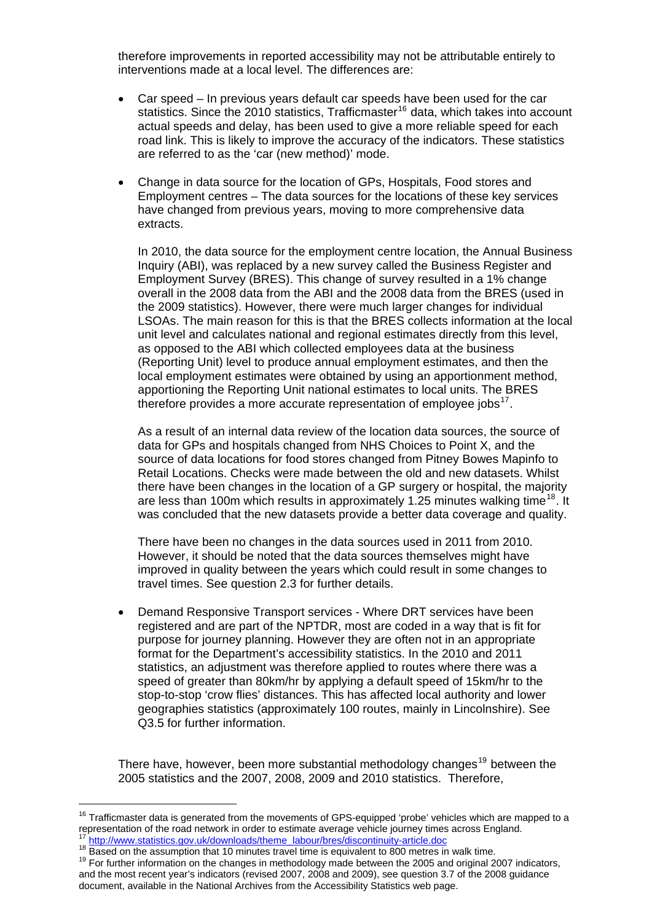therefore improvements in reported accessibility may not be attributable entirely to interventions made at a local level. The differences are:

- Car speed – In previous years default car speeds have been used for the car statistics. Since the 2010 statistics, Trafficmaster[16] data, which takes into account actual speeds and delay, has been used to give a more reliable speed for each road link. This is likely to improve the accuracy of the indicators. These statistics are referred to as the 'car (new method)' mode.

- Change in data source for the location of GPs, Hospitals, Food stores and Employment centres – The data sources for the locations of these key services have changed from previous years, moving to more comprehensive data extracts.

  In 2010, the data source for the employment centre location, the Annual Business Inquiry (ABI), was replaced by a new survey called the Business Register and Employment Survey (BRES). This change of survey resulted in a 1% change overall in the 2008 data from the ABI and the 2008 data from the BRES (used in the 2009 statistics). However, there were much larger changes for individual LSOAs. The main reason for this is that the BRES collects information at the local unit level and calculates national and regional estimates directly from this level, as opposed to the ABI which collected employees data at the business (Reporting Unit) level to produce annual employment estimates, and then the local employment estimates were obtained by using an apportionment method, apportioning the Reporting Unit national estimates to local units. The BRES therefore provides a more accurate representation of employee jobs[17].

  As a result of an internal data review of the location data sources, the source of data for GPs and hospitals changed from NHS Choices to Point X, and the source of data locations for food stores changed from Pitney Bowes Mapinfo to Retail Locations. Checks were made between the old and new datasets. Whilst there have been changes in the location of a GP surgery or hospital, the majority are less than 100m which results in approximately 1.25 minutes walking time[18]. It was concluded that the new datasets provide a better data coverage and quality.

  There have been no changes in the data sources used in 2011 from 2010. However, it should be noted that the data sources themselves might have improved in quality between the years which could result in some changes to travel times. See question 2.3 for further details.

- Demand Responsive Transport services - Where DRT services have been registered and are part of the NPTDR, most are coded in a way that is fit for purpose for journey planning. However they are often not in an appropriate format for the Department's accessibility statistics. In the 2010 and 2011 statistics, an adjustment was therefore applied to routes where there was a speed of greater than 80km/hr by applying a default speed of 15km/hr to the stop-to-stop 'crow flies' distances. This has affected local authority and lower geographies statistics (approximately 100 routes, mainly in Lincolnshire). See Q3.5 for further information.

There have, however, been more substantial methodology changes[19] between the 2005 statistics and the 2007, 2008, 2009 and 2010 statistics. Therefore,

---

[16] Trafficmaster data is generated from the movements of GPS-equipped 'probe' vehicles which are mapped to a representation of the road network in order to estimate average vehicle journey times across England.

[17] http://www.statistics.gov.uk/downloads/theme_labour/bres/discontinuity-article.doc

[18] Based on the assumption that 10 minutes travel time is equivalent to 800 metres in walk time.

[19] For further information on the changes in methodology made between the 2005 and original 2007 indicators, and the most recent year's indicators (revised 2007, 2008 and 2009), see question 3.7 of the 2008 guidance document, available in the National Archives from the Accessibility Statistics web page.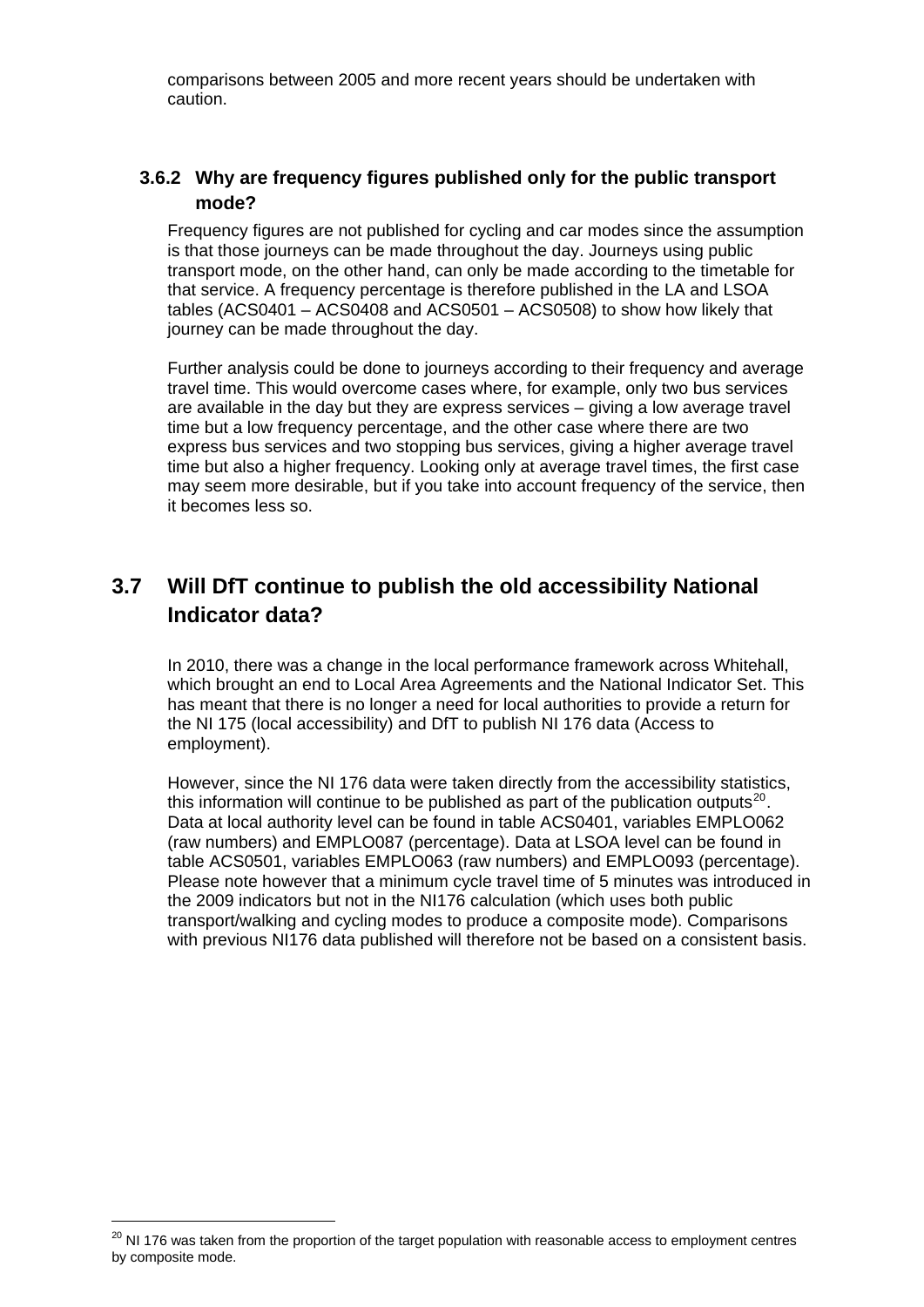comparisons between 2005 and more recent years should be undertaken with caution.

### 3.6.2 Why are frequency figures published only for the public transport mode?

Frequency figures are not published for cycling and car modes since the assumption is that those journeys can be made throughout the day. Journeys using public transport mode, on the other hand, can only be made according to the timetable for that service. A frequency percentage is therefore published in the LA and LSOA tables (ACS0401 – ACS0408 and ACS0501 – ACS0508) to show how likely that journey can be made throughout the day.

Further analysis could be done to journeys according to their frequency and average travel time. This would overcome cases where, for example, only two bus services are available in the day but they are express services – giving a low average travel time but a low frequency percentage, and the other case where there are two express bus services and two stopping bus services, giving a higher average travel time but also a higher frequency. Looking only at average travel times, the first case may seem more desirable, but if you take into account frequency of the service, then it becomes less so.

## 3.7 Will DfT continue to publish the old accessibility National Indicator data?

In 2010, there was a change in the local performance framework across Whitehall, which brought an end to Local Area Agreements and the National Indicator Set. This has meant that there is no longer a need for local authorities to provide a return for the NI 175 (local accessibility) and DfT to publish NI 176 data (Access to employment).

However, since the NI 176 data were taken directly from the accessibility statistics, this information will continue to be published as part of the publication outputs[20]. Data at local authority level can be found in table ACS0401, variables EMPLO062 (raw numbers) and EMPLO087 (percentage). Data at LSOA level can be found in table ACS0501, variables EMPLO063 (raw numbers) and EMPLO093 (percentage). Please note however that a minimum cycle travel time of 5 minutes was introduced in the 2009 indicators but not in the NI176 calculation (which uses both public transport/walking and cycling modes to produce a composite mode). Comparisons with previous NI176 data published will therefore not be based on a consistent basis.

[20] NI 176 was taken from the proportion of the target population with reasonable access to employment centres by composite mode.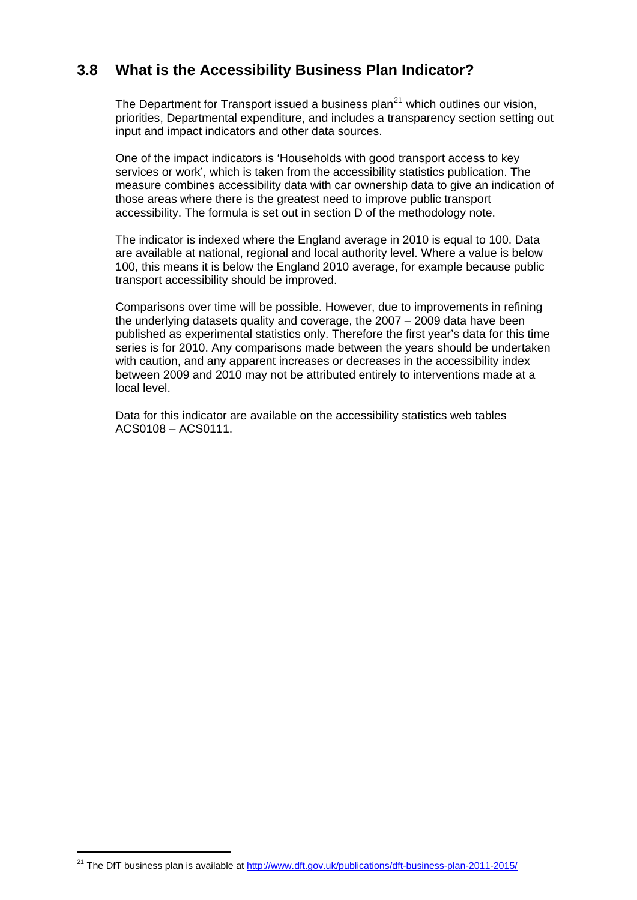## 3.8 What is the Accessibility Business Plan Indicator?

The Department for Transport issued a business plan[21] which outlines our vision, priorities, Departmental expenditure, and includes a transparency section setting out input and impact indicators and other data sources.

One of the impact indicators is 'Households with good transport access to key services or work', which is taken from the accessibility statistics publication. The measure combines accessibility data with car ownership data to give an indication of those areas where there is the greatest need to improve public transport accessibility. The formula is set out in section D of the methodology note.

The indicator is indexed where the England average in 2010 is equal to 100. Data are available at national, regional and local authority level. Where a value is below 100, this means it is below the England 2010 average, for example because public transport accessibility should be improved.

Comparisons over time will be possible. However, due to improvements in refining the underlying datasets quality and coverage, the 2007 – 2009 data have been published as experimental statistics only. Therefore the first year's data for this time series is for 2010. Any comparisons made between the years should be undertaken with caution, and any apparent increases or decreases in the accessibility index between 2009 and 2010 may not be attributed entirely to interventions made at a local level.

Data for this indicator are available on the accessibility statistics web tables ACS0108 – ACS0111.

---

[21] The DfT business plan is available at http://www.dft.gov.uk/publications/dft-business-plan-2011-2015/